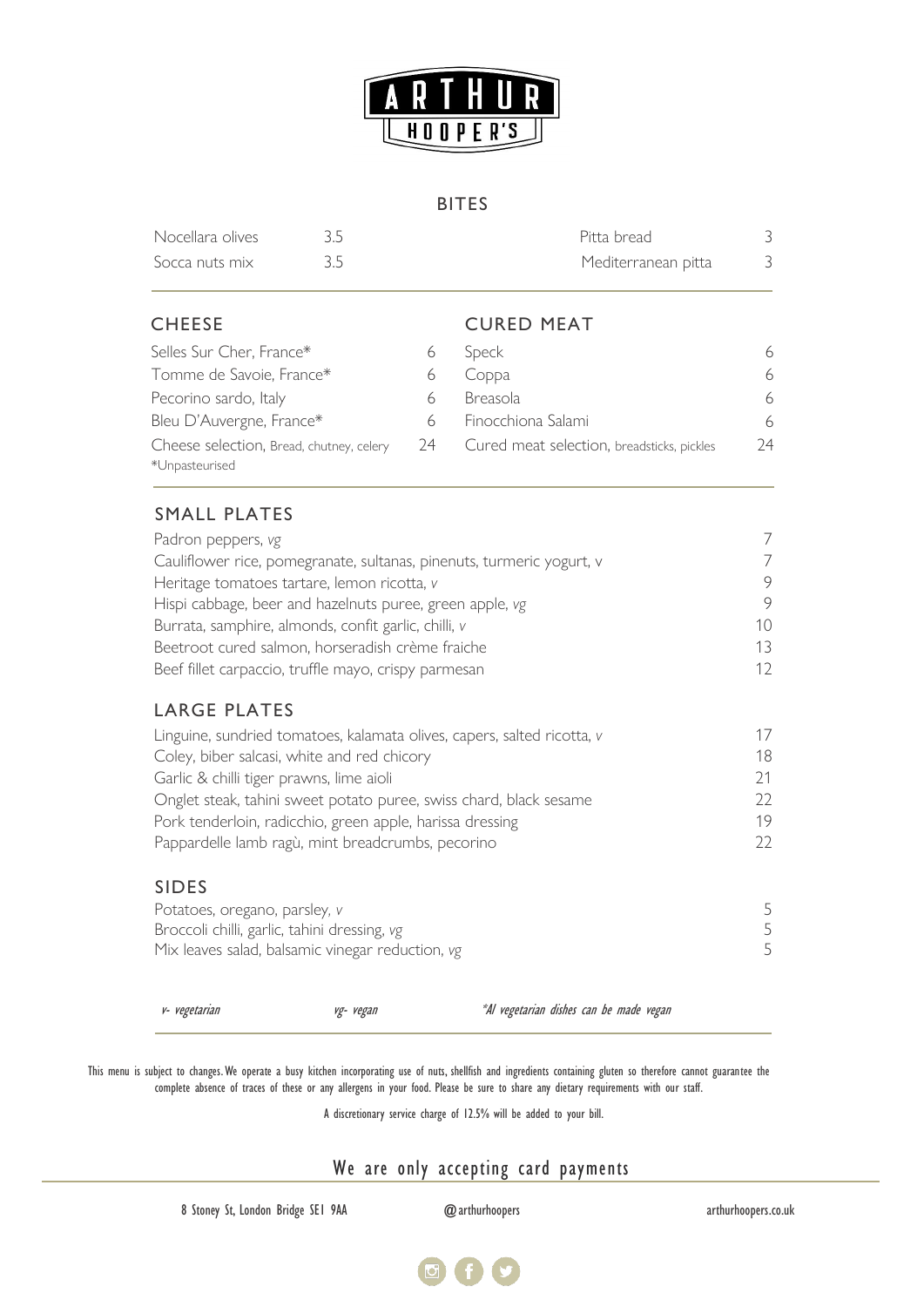# ARTHUR HOOPER'S

## BITES

| | | | |
|---|---|---|---|
| Nocellara olives | 3.5 | Pitta bread | 3 |
| Socca nuts mix | 3.5 | Mediterranean pitta | 3 |

## CHEESE

| | |
|---|---|
| Selles Sur Cher, France* | 6 |
| Tomme de Savoie, France* | 6 |
| Pecorino sardo, Italy | 6 |
| Bleu D'Auvergne, France* | 6 |
| Cheese selection, Bread, chutney, celery | 24 |

*Unpasteurised

## CURED MEAT

| | |
|---|---|
| Speck | 6 |
| Coppa | 6 |
| Breasola | 6 |
| Finocchiona Salami | 6 |
| Cured meat selection, breadsticks, pickles | 24 |

## SMALL PLATES

| | |
|---|---|
| Padron peppers, *vg* | 7 |
| Cauliflower rice, pomegranate, sultanas, pinenuts, turmeric yogurt, v | 7 |
| Heritage tomatoes tartare, lemon ricotta, *v* | 9 |
| Hispi cabbage, beer and hazelnuts puree, green apple, *vg* | 9 |
| Burrata, samphire, almonds, confit garlic, chilli, *v* | 10 |
| Beetroot cured salmon, horseradish crème fraiche | 13 |
| Beef fillet carpaccio, truffle mayo, crispy parmesan | 12 |

## LARGE PLATES

| | |
|---|---|
| Linguine, sundried tomatoes, kalamata olives, capers, salted ricotta, *v* | 17 |
| Coley, biber salcasi, white and red chicory | 18 |
| Garlic & chilli tiger prawns, lime aioli | 21 |
| Onglet steak, tahini sweet potato puree, swiss chard, black sesame | 22 |
| Pork tenderloin, radicchio, green apple, harissa dressing | 19 |
| Pappardelle lamb ragù, mint breadcrumbs, pecorino | 22 |

## SIDES

| | |
|---|---|
| Potatoes, oregano, parsley, *v* | 5 |
| Broccoli chilli, garlic, tahini dressing, *vg* | 5 |
| Mix leaves salad, balsamic vinegar reduction, *vg* | 5 |

*v- vegetarian* *vg- vegan* *\*Al vegetarian dishes can be made vegan*

This menu is subject to changes. We operate a busy kitchen incorporating use of nuts, shellfish and ingredients containing gluten so therefore cannot guarantee the complete absence of traces of these or any allergens in your food. Please be sure to share any dietary requirements with our staff.

A discretionary service charge of 12.5% will be added to your bill.

We are only accepting card payments

8 Stoney St, London Bridge SE1 9AA @arthurhoopers arthurhoopers.co.uk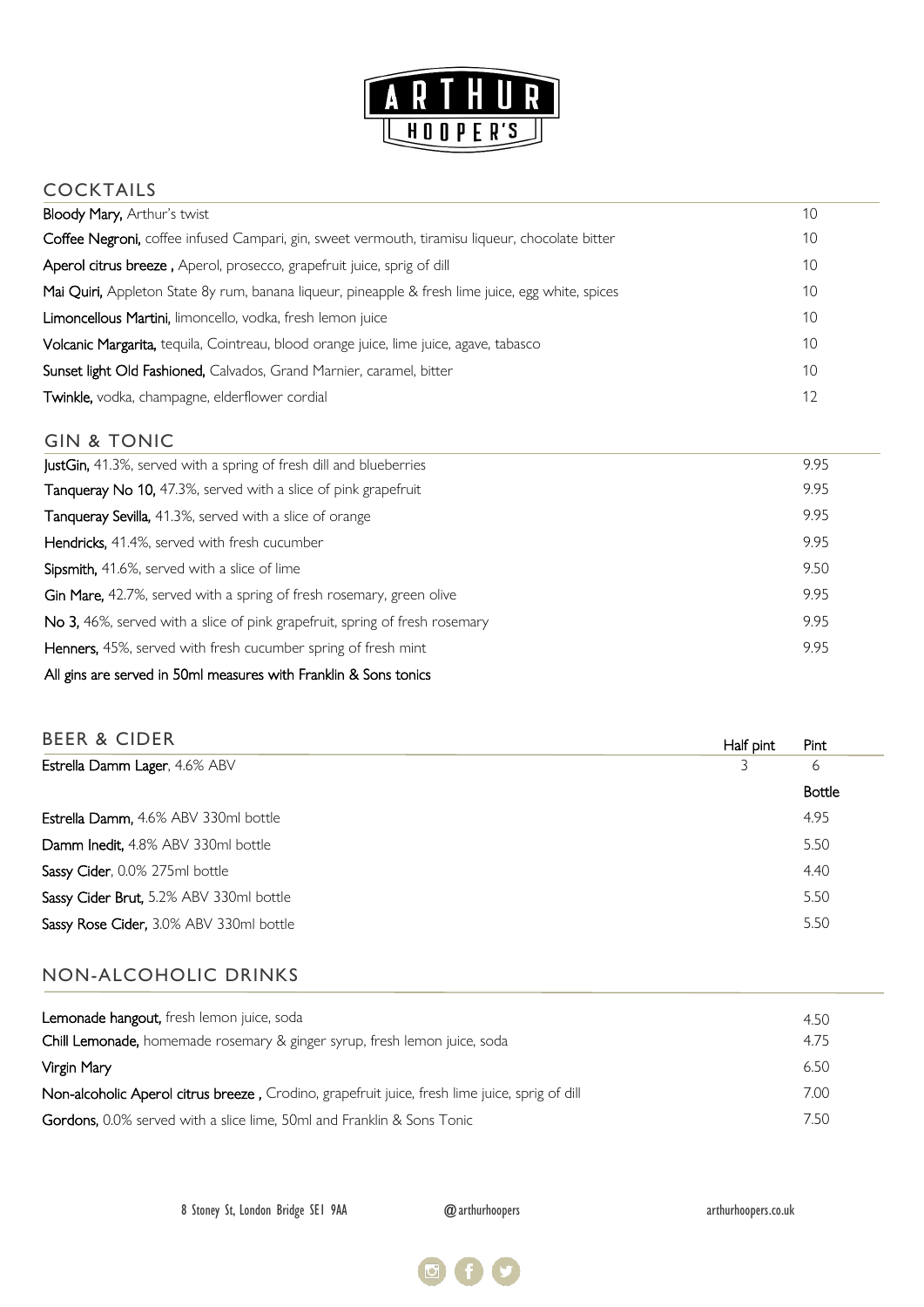# ARTHUR HOOPER'S

## COCKTAILS

| | |
|---|---|
| **Bloody Mary,** Arthur's twist | 10 |
| **Coffee Negroni,** coffee infused Campari, gin, sweet vermouth, tiramisu liqueur, chocolate bitter | 10 |
| **Aperol citrus breeze ,** Aperol, prosecco, grapefruit juice, sprig of dill | 10 |
| **Mai Quiri,** Appleton State 8y rum, banana liqueur, pineapple & fresh lime juice, egg white, spices | 10 |
| **Limoncellous Martini,** limoncello, vodka, fresh lemon juice | 10 |
| **Volcanic Margarita,** tequila, Cointreau, blood orange juice, lime juice, agave, tabasco | 10 |
| **Sunset light Old Fashioned,** Calvados, Grand Marnier, caramel, bitter | 10 |
| **Twinkle,** vodka, champagne, elderflower cordial | 12 |

## GIN & TONIC

| | |
|---|---|
| **JustGin,** 41.3%, served with a spring of fresh dill and blueberries | 9.95 |
| **Tanqueray No 10,** 47.3%, served with a slice of pink grapefruit | 9.95 |
| **Tanqueray Sevilla,** 41.3%, served with a slice of orange | 9.95 |
| **Hendricks,** 41.4%, served with fresh cucumber | 9.95 |
| **Sipsmith,** 41.6%, served with a slice of lime | 9.50 |
| **Gin Mare,** 42.7%, served with a spring of fresh rosemary, green olive | 9.95 |
| **No 3,** 46%, served with a slice of pink grapefruit, spring of fresh rosemary | 9.95 |
| **Henners,** 45%, served with fresh cucumber spring of fresh mint | 9.95 |

All gins are served in 50ml measures with Franklin & Sons tonics

## BEER & CIDER

| | Half pint | Pint |
|---|---|---|
| **Estrella Damm Lager**, 4.6% ABV | 3 | 6 |
| | | **Bottle** |
| **Estrella Damm,** 4.6% ABV 330ml bottle | | 4.95 |
| **Damm Inedit,** 4.8% ABV 330ml bottle | | 5.50 |
| **Sassy Cider**, 0.0% 275ml bottle | | 4.40 |
| **Sassy Cider Brut,** 5.2% ABV 330ml bottle | | 5.50 |
| **Sassy Rose Cider,** 3.0% ABV 330ml bottle | | 5.50 |

## NON-ALCOHOLIC DRINKS

| | |
|---|---|
| **Lemonade hangout,** fresh lemon juice, soda | 4.50 |
| **Chill Lemonade,** homemade rosemary & ginger syrup, fresh lemon juice, soda | 4.75 |
| **Virgin Mary** | 6.50 |
| **Non-alcoholic Aperol citrus breeze ,** Crodino, grapefruit juice, fresh lime juice, sprig of dill | 7.00 |
| **Gordons,** 0.0% served with a slice lime, 50ml and Franklin & Sons Tonic | 7.50 |

8 Stoney St, London Bridge SE1 9AA | @arthurhoopers | arthurhoopers.co.uk